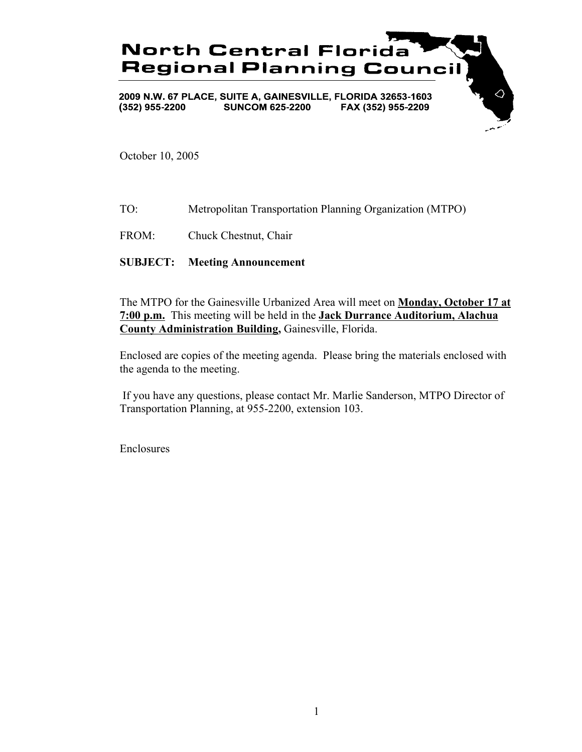# North Central Florida Regional Planning Council

**2009 N.W. 67 PLACE, SUITE A, GAINESVILLE, FLORIDA 32653-1603**
**(352) 955-2200 SUNCOM 625-2200 FAX (352) 955-2209**

October 10, 2005

TO: Metropolitan Transportation Planning Organization (MTPO)

FROM: Chuck Chestnut, Chair

**SUBJECT: Meeting Announcement**

The MTPO for the Gainesville Urbanized Area will meet on **Monday, October 17 at 7:00 p.m.** This meeting will be held in the **Jack Durrance Auditorium, Alachua County Administration Building,** Gainesville, Florida.

Enclosed are copies of the meeting agenda. Please bring the materials enclosed with the agenda to the meeting.

If you have any questions, please contact Mr. Marlie Sanderson, MTPO Director of Transportation Planning, at 955-2200, extension 103.

Enclosures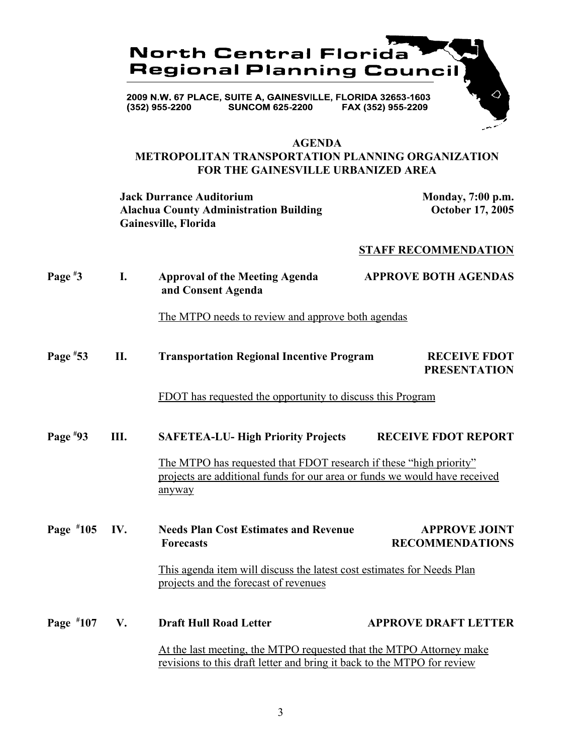**North Central Florida Regional Planning Council**

2009 N.W. 67 PLACE, SUITE A, GAINESVILLE, FLORIDA 32653-1603
(352) 955-2200 SUNCOM 625-2200 FAX (352) 955-2209

# AGENDA
## METROPOLITAN TRANSPORTATION PLANNING ORGANIZATION FOR THE GAINESVILLE URBANIZED AREA

**Jack Durrance Auditorium**
**Alachua County Administration Building**
**Gainesville, Florida**

**Monday, 7:00 p.m.**
**October 17, 2005**

**STAFF RECOMMENDATION**

**Page #3 I. Approval of the Meeting Agenda and Consent Agenda** — **APPROVE BOTH AGENDAS**

The MTPO needs to review and approve both agendas

**Page #53 II. Transportation Regional Incentive Program** — **RECEIVE FDOT PRESENTATION**

FDOT has requested the opportunity to discuss this Program

**Page #93 III. SAFETEA-LU- High Priority Projects** — **RECEIVE FDOT REPORT**

The MTPO has requested that FDOT research if these "high priority" projects are additional funds for our area or funds we would have received anyway

**Page #105 IV. Needs Plan Cost Estimates and Revenue Forecasts** — **APPROVE JOINT RECOMMENDATIONS**

This agenda item will discuss the latest cost estimates for Needs Plan projects and the forecast of revenues

**Page #107 V. Draft Hull Road Letter** — **APPROVE DRAFT LETTER**

At the last meeting, the MTPO requested that the MTPO Attorney make revisions to this draft letter and bring it back to the MTPO for review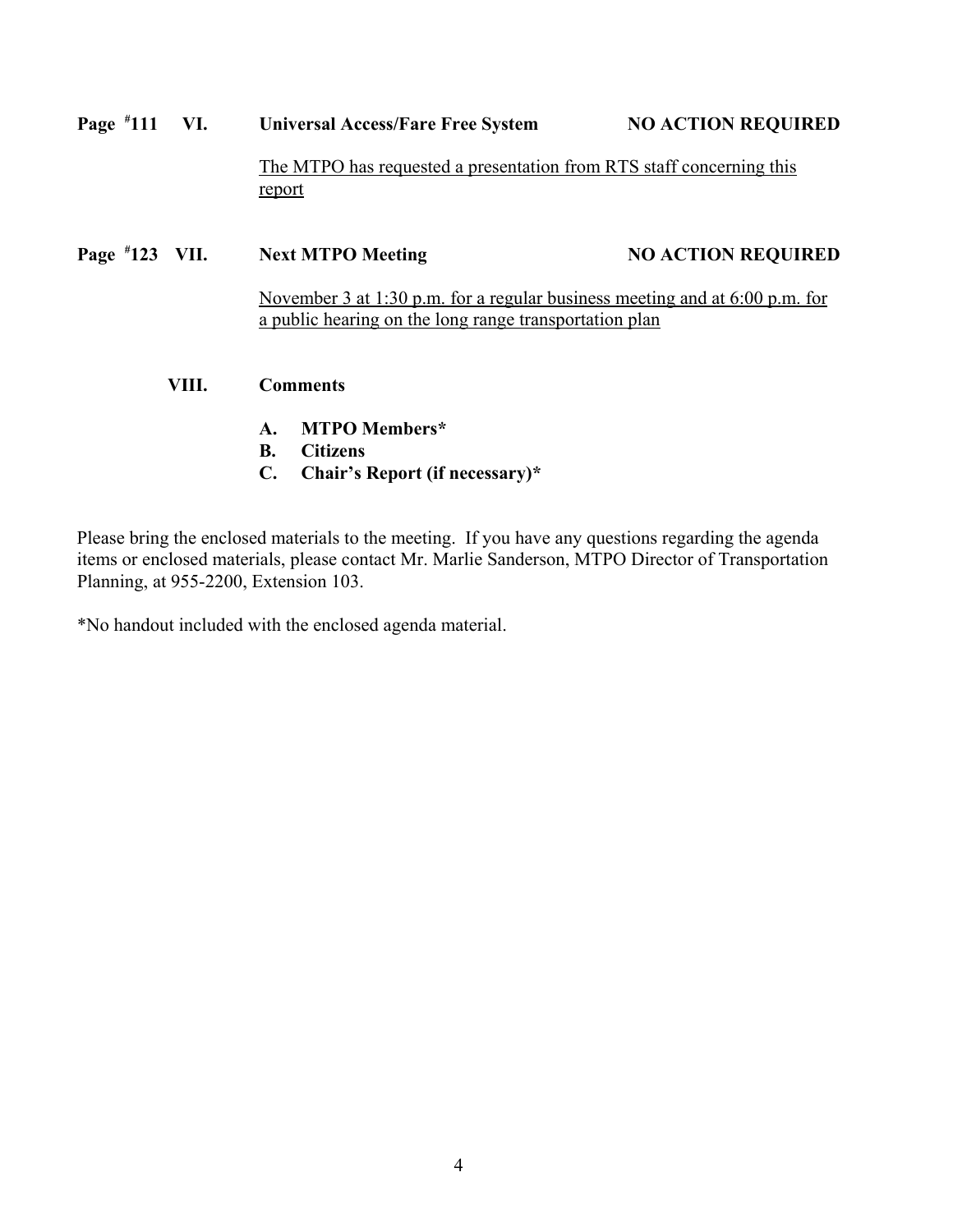**Page #111 VI. Universal Access/Fare Free System** **NO ACTION REQUIRED**

The MTPO has requested a presentation from RTS staff concerning this report

**Page #123 VII. Next MTPO Meeting** **NO ACTION REQUIRED**

November 3 at 1:30 p.m. for a regular business meeting and at 6:00 p.m. for a public hearing on the long range transportation plan

**VIII. Comments**

- **A. MTPO Members***
- **B. Citizens**
- **C. Chair's Report (if necessary)***

Please bring the enclosed materials to the meeting. If you have any questions regarding the agenda items or enclosed materials, please contact Mr. Marlie Sanderson, MTPO Director of Transportation Planning, at 955-2200, Extension 103.

*No handout included with the enclosed agenda material.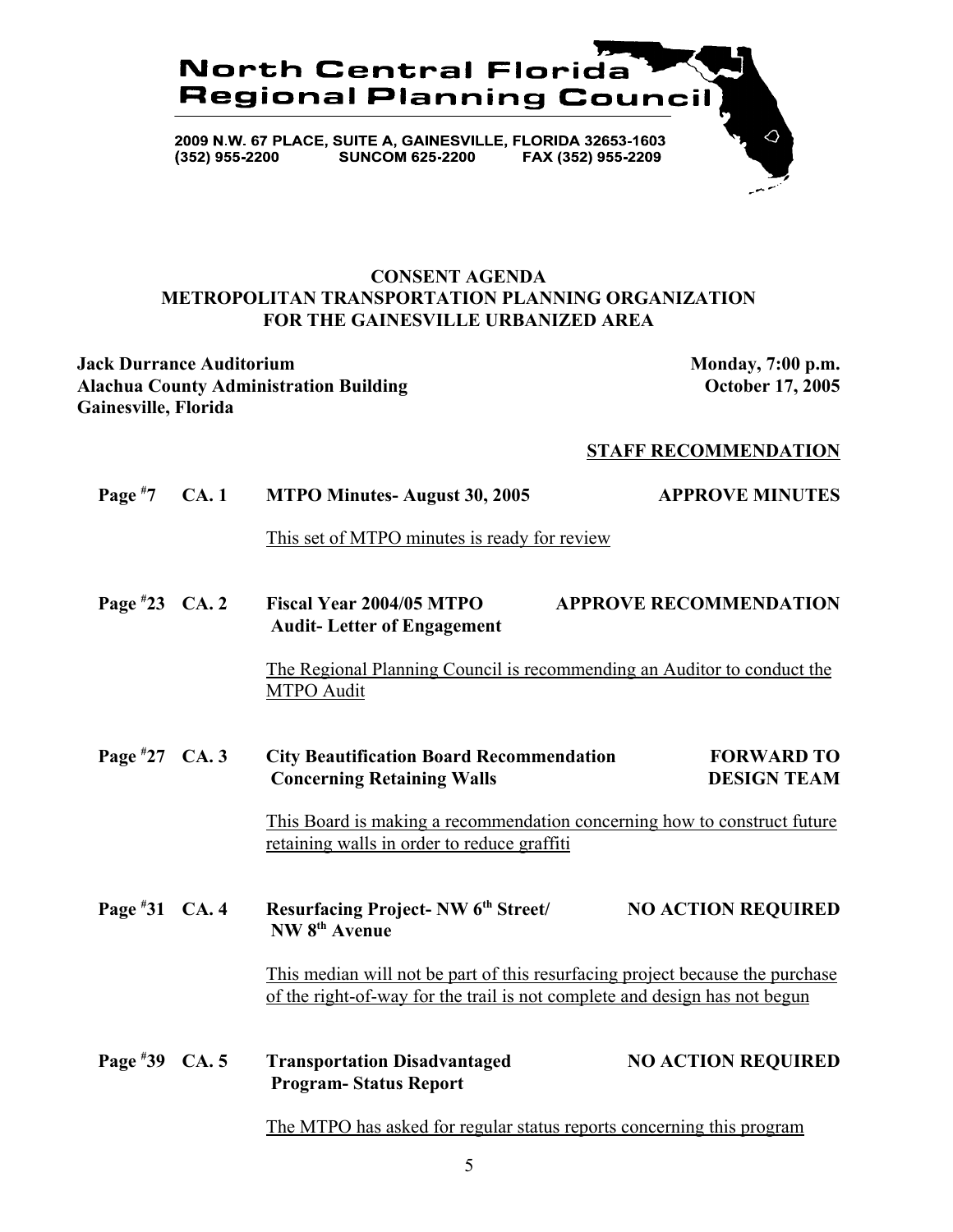# North Central Florida Regional Planning Council

2009 N.W. 67 PLACE, SUITE A, GAINESVILLE, FLORIDA 32653-1603
(352) 955-2200 SUNCOM 625-2200 FAX (352) 955-2209

## CONSENT AGENDA
## METROPOLITAN TRANSPORTATION PLANNING ORGANIZATION FOR THE GAINESVILLE URBANIZED AREA

**Jack Durrance Auditorium**
**Alachua County Administration Building**
**Gainesville, Florida**

**Monday, 7:00 p.m.**
**October 17, 2005**

**STAFF RECOMMENDATION**

**Page #7 CA. 1 MTPO Minutes- August 30, 2005** — **APPROVE MINUTES**

This set of MTPO minutes is ready for review

**Page #23 CA. 2 Fiscal Year 2004/05 MTPO Audit- Letter of Engagement** — **APPROVE RECOMMENDATION**

The Regional Planning Council is recommending an Auditor to conduct the MTPO Audit

**Page #27 CA. 3 City Beautification Board Recommendation Concerning Retaining Walls** — **FORWARD TO DESIGN TEAM**

This Board is making a recommendation concerning how to construct future retaining walls in order to reduce graffiti

**Page #31 CA. 4 Resurfacing Project- NW 6th Street/ NW 8th Avenue** — **NO ACTION REQUIRED**

This median will not be part of this resurfacing project because the purchase of the right-of-way for the trail is not complete and design has not begun

**Page #39 CA. 5 Transportation Disadvantaged Program- Status Report** — **NO ACTION REQUIRED**

The MTPO has asked for regular status reports concerning this program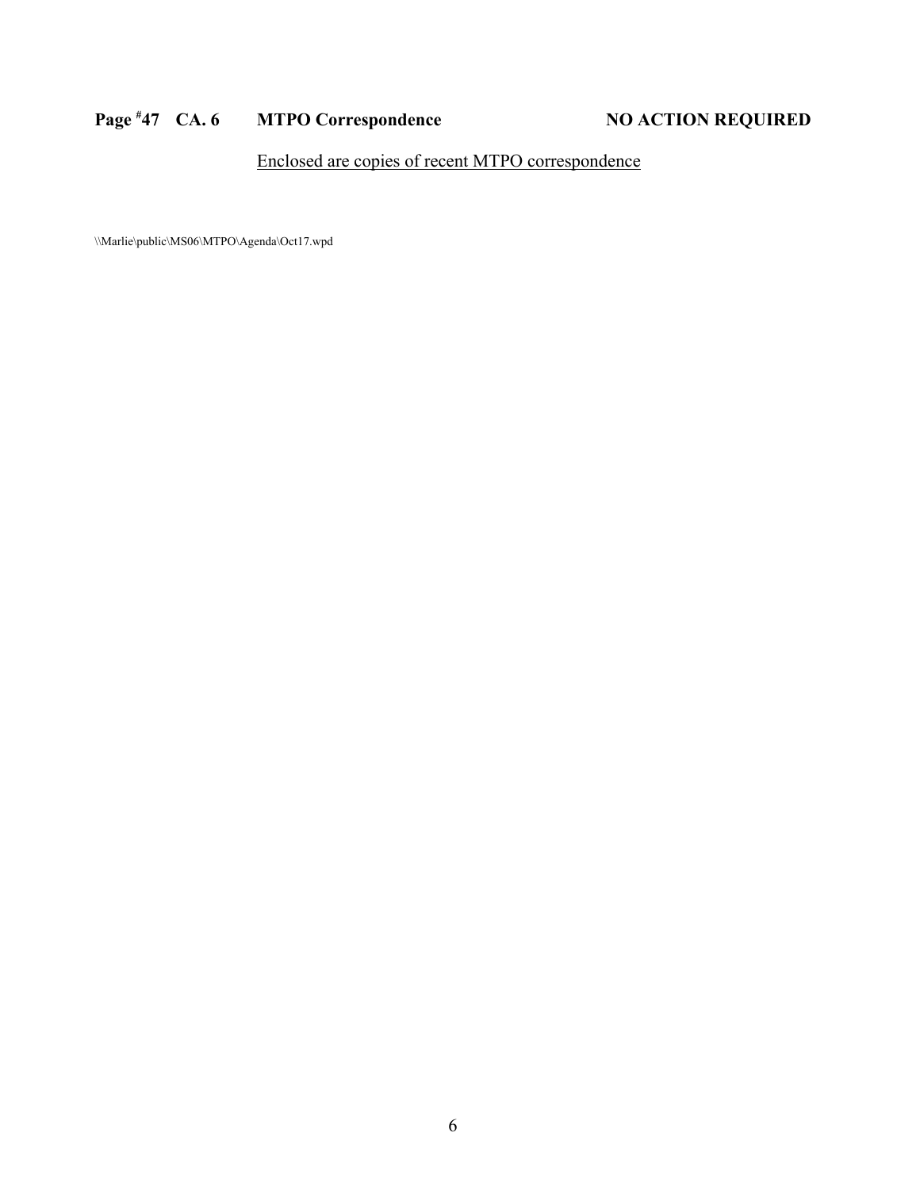**Page #47 CA. 6 MTPO Correspondence NO ACTION REQUIRED**

Enclosed are copies of recent MTPO correspondence

\\Marlie\public\MS06\MTPO\Agenda\Oct17.wpd